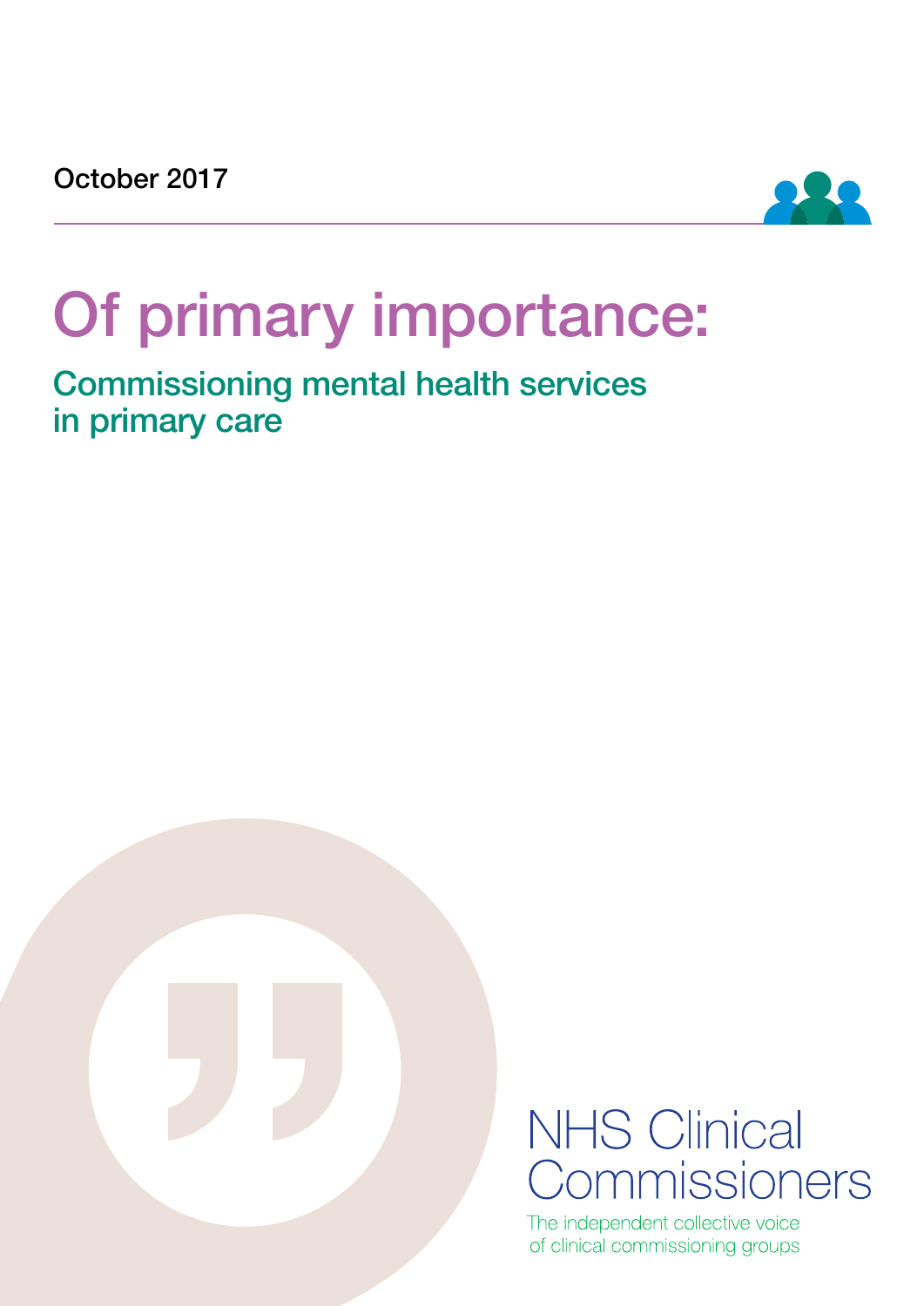October 2017

# Of primary importance:

## Commissioning mental health services in primary care

NHS Clinical Commissioners

The independent collective voice of clinical commissioning groups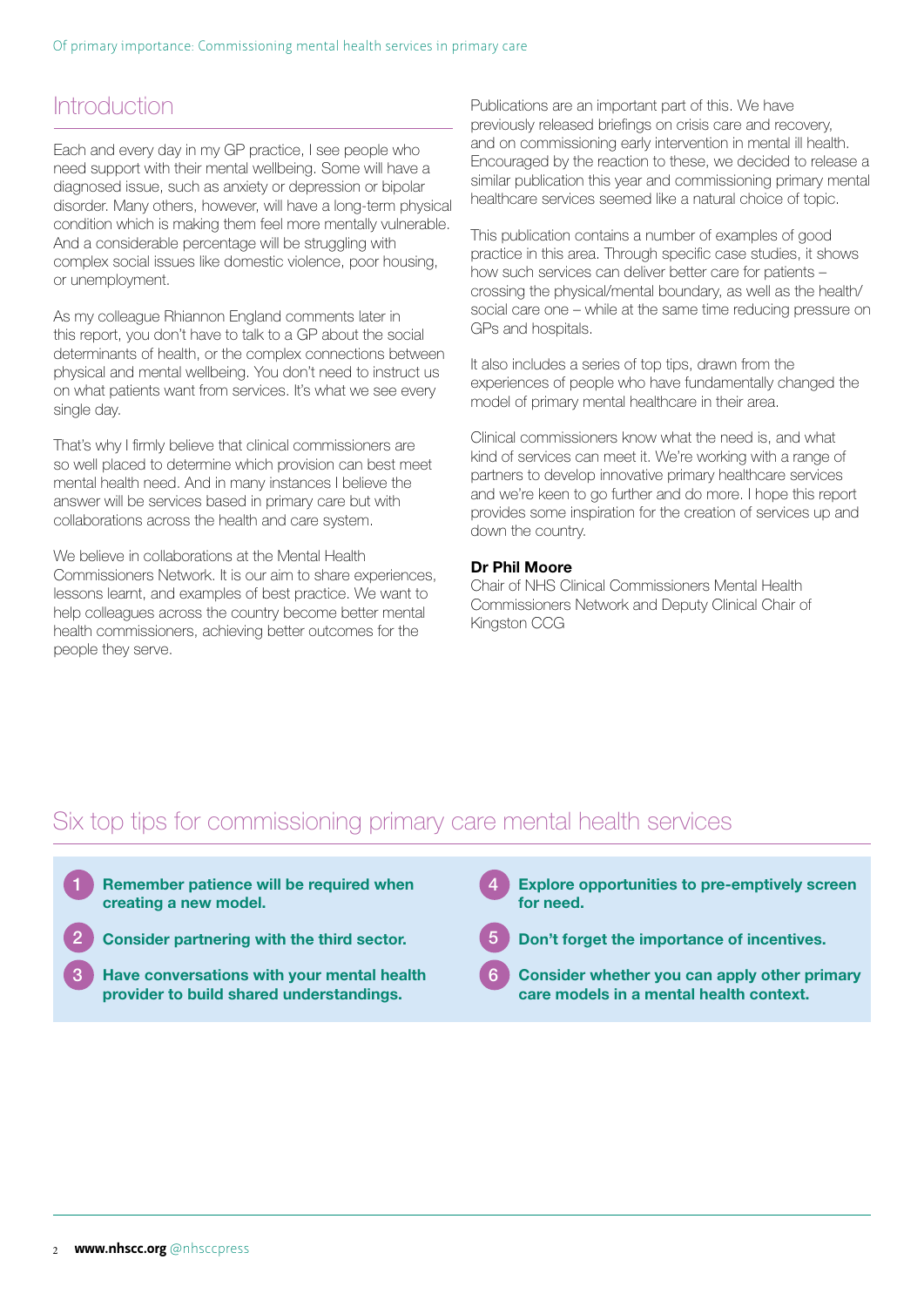## Introduction

Each and every day in my GP practice, I see people who need support with their mental wellbeing. Some will have a diagnosed issue, such as anxiety or depression or bipolar disorder. Many others, however, will have a long-term physical condition which is making them feel more mentally vulnerable. And a considerable percentage will be struggling with complex social issues like domestic violence, poor housing, or unemployment.

As my colleague Rhiannon England comments later in this report, you don't have to talk to a GP about the social determinants of health, or the complex connections between physical and mental wellbeing. You don't need to instruct us on what patients want from services. It's what we see every single day.

That's why I firmly believe that clinical commissioners are so well placed to determine which provision can best meet mental health need. And in many instances I believe the answer will be services based in primary care but with collaborations across the health and care system.

We believe in collaborations at the Mental Health Commissioners Network. It is our aim to share experiences, lessons learnt, and examples of best practice. We want to help colleagues across the country become better mental health commissioners, achieving better outcomes for the people they serve.

Publications are an important part of this. We have previously released briefings on crisis care and recovery, and on commissioning early intervention in mental ill health. Encouraged by the reaction to these, we decided to release a similar publication this year and commissioning primary mental healthcare services seemed like a natural choice of topic.

This publication contains a number of examples of good practice in this area. Through specific case studies, it shows how such services can deliver better care for patients – crossing the physical/mental boundary, as well as the health/social care one – while at the same time reducing pressure on GPs and hospitals.

It also includes a series of top tips, drawn from the experiences of people who have fundamentally changed the model of primary mental healthcare in their area.

Clinical commissioners know what the need is, and what kind of services can meet it. We're working with a range of partners to develop innovative primary healthcare services and we're keen to go further and do more. I hope this report provides some inspiration for the creation of services up and down the country.

**Dr Phil Moore**
Chair of NHS Clinical Commissioners Mental Health Commissioners Network and Deputy Clinical Chair of Kingston CCG

## Six top tips for commissioning primary care mental health services

1. **Remember patience will be required when creating a new model.**
2. **Consider partnering with the third sector.**
3. **Have conversations with your mental health provider to build shared understandings.**
4. **Explore opportunities to pre-emptively screen for need.**
5. **Don't forget the importance of incentives.**
6. **Consider whether you can apply other primary care models in a mental health context.**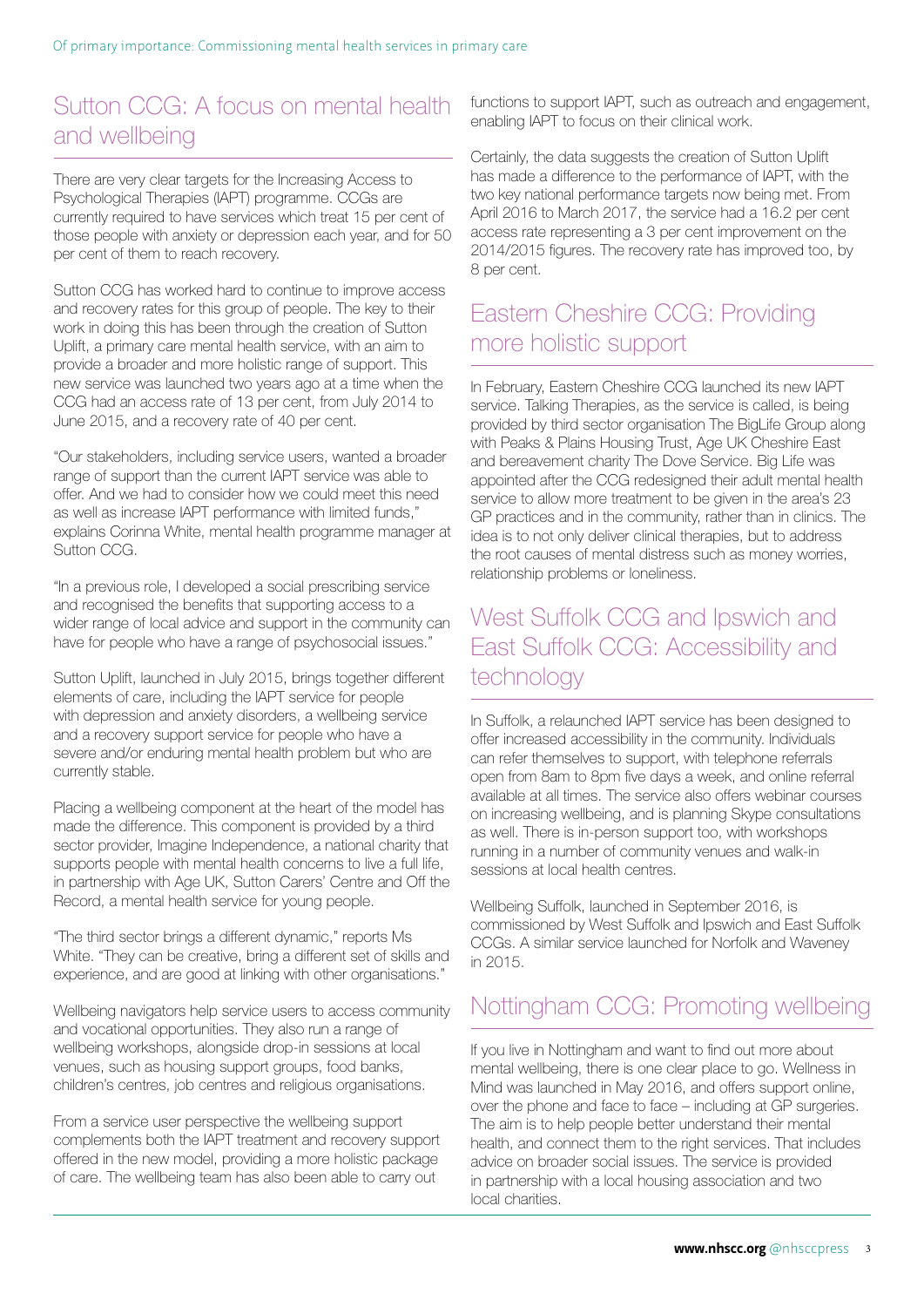## Sutton CCG: A focus on mental health and wellbeing

There are very clear targets for the Increasing Access to Psychological Therapies (IAPT) programme. CCGs are currently required to have services which treat 15 per cent of those people with anxiety or depression each year, and for 50 per cent of them to reach recovery.

Sutton CCG has worked hard to continue to improve access and recovery rates for this group of people. The key to their work in doing this has been through the creation of Sutton Uplift, a primary care mental health service, with an aim to provide a broader and more holistic range of support. This new service was launched two years ago at a time when the CCG had an access rate of 13 per cent, from July 2014 to June 2015, and a recovery rate of 40 per cent.

"Our stakeholders, including service users, wanted a broader range of support than the current IAPT service was able to offer. And we had to consider how we could meet this need as well as increase IAPT performance with limited funds," explains Corinna White, mental health programme manager at Sutton CCG.

"In a previous role, I developed a social prescribing service and recognised the benefits that supporting access to a wider range of local advice and support in the community can have for people who have a range of psychosocial issues."

Sutton Uplift, launched in July 2015, brings together different elements of care, including the IAPT service for people with depression and anxiety disorders, a wellbeing service and a recovery support service for people who have a severe and/or enduring mental health problem but who are currently stable.

Placing a wellbeing component at the heart of the model has made the difference. This component is provided by a third sector provider, Imagine Independence, a national charity that supports people with mental health concerns to live a full life, in partnership with Age UK, Sutton Carers' Centre and Off the Record, a mental health service for young people.

"The third sector brings a different dynamic," reports Ms White. "They can be creative, bring a different set of skills and experience, and are good at linking with other organisations."

Wellbeing navigators help service users to access community and vocational opportunities. They also run a range of wellbeing workshops, alongside drop-in sessions at local venues, such as housing support groups, food banks, children's centres, job centres and religious organisations.

From a service user perspective the wellbeing support complements both the IAPT treatment and recovery support offered in the new model, providing a more holistic package of care. The wellbeing team has also been able to carry out functions to support IAPT, such as outreach and engagement, enabling IAPT to focus on their clinical work.

Certainly, the data suggests the creation of Sutton Uplift has made a difference to the performance of IAPT, with the two key national performance targets now being met. From April 2016 to March 2017, the service had a 16.2 per cent access rate representing a 3 per cent improvement on the 2014/2015 figures. The recovery rate has improved too, by 8 per cent.

## Eastern Cheshire CCG: Providing more holistic support

In February, Eastern Cheshire CCG launched its new IAPT service. Talking Therapies, as the service is called, is being provided by third sector organisation The BigLife Group along with Peaks & Plains Housing Trust, Age UK Cheshire East and bereavement charity The Dove Service. Big Life was appointed after the CCG redesigned their adult mental health service to allow more treatment to be given in the area's 23 GP practices and in the community, rather than in clinics. The idea is to not only deliver clinical therapies, but to address the root causes of mental distress such as money worries, relationship problems or loneliness.

## West Suffolk CCG and Ipswich and East Suffolk CCG: Accessibility and technology

In Suffolk, a relaunched IAPT service has been designed to offer increased accessibility in the community. Individuals can refer themselves to support, with telephone referrals open from 8am to 8pm five days a week, and online referral available at all times. The service also offers webinar courses on increasing wellbeing, and is planning Skype consultations as well. There is in-person support too, with workshops running in a number of community venues and walk-in sessions at local health centres.

Wellbeing Suffolk, launched in September 2016, is commissioned by West Suffolk and Ipswich and East Suffolk CCGs. A similar service launched for Norfolk and Waveney in 2015.

## Nottingham CCG: Promoting wellbeing

If you live in Nottingham and want to find out more about mental wellbeing, there is one clear place to go. Wellness in Mind was launched in May 2016, and offers support online, over the phone and face to face – including at GP surgeries. The aim is to help people better understand their mental health, and connect them to the right services. That includes advice on broader social issues. The service is provided in partnership with a local housing association and two local charities.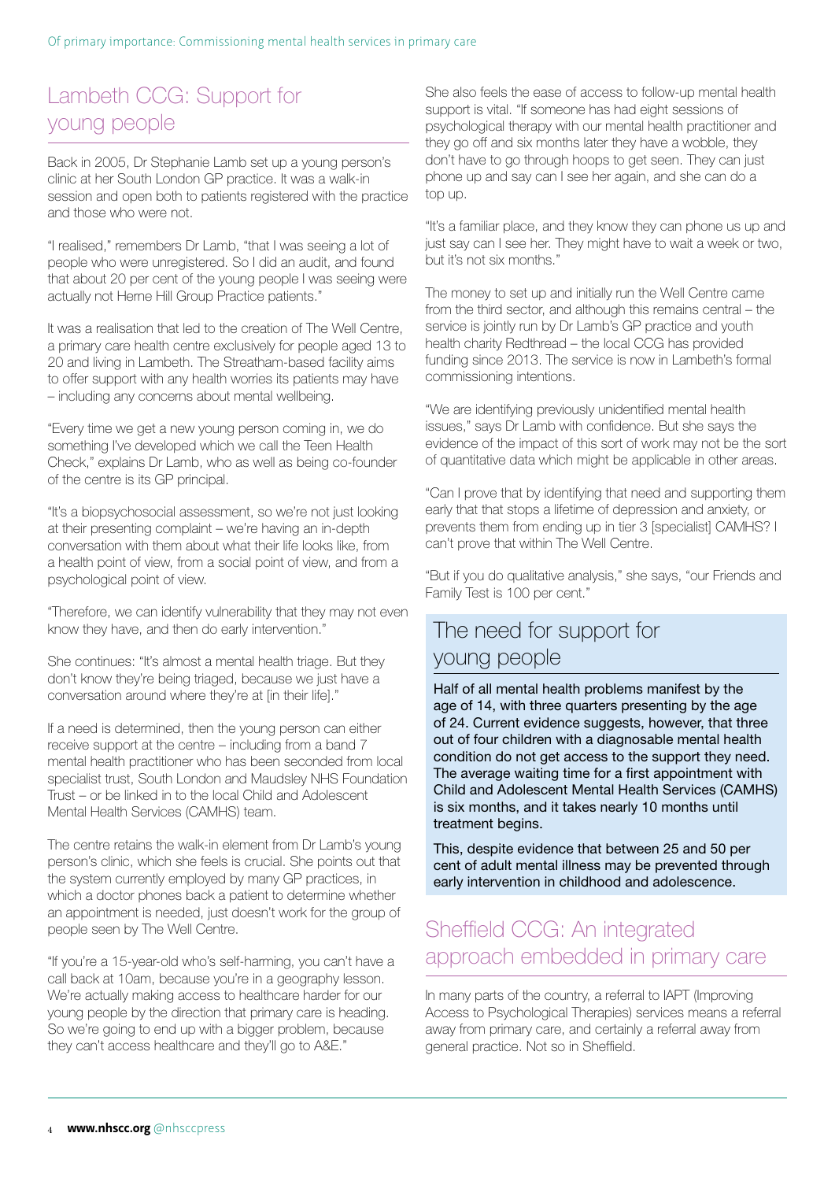## Lambeth CCG: Support for young people

Back in 2005, Dr Stephanie Lamb set up a young person's clinic at her South London GP practice. It was a walk-in session and open both to patients registered with the practice and those who were not.

"I realised," remembers Dr Lamb, "that I was seeing a lot of people who were unregistered. So I did an audit, and found that about 20 per cent of the young people I was seeing were actually not Herne Hill Group Practice patients."

It was a realisation that led to the creation of The Well Centre, a primary care health centre exclusively for people aged 13 to 20 and living in Lambeth. The Streatham-based facility aims to offer support with any health worries its patients may have – including any concerns about mental wellbeing.

"Every time we get a new young person coming in, we do something I've developed which we call the Teen Health Check," explains Dr Lamb, who as well as being co-founder of the centre is its GP principal.

"It's a biopsychosocial assessment, so we're not just looking at their presenting complaint – we're having an in-depth conversation with them about what their life looks like, from a health point of view, from a social point of view, and from a psychological point of view.

"Therefore, we can identify vulnerability that they may not even know they have, and then do early intervention."

She continues: "It's almost a mental health triage. But they don't know they're being triaged, because we just have a conversation around where they're at [in their life]."

If a need is determined, then the young person can either receive support at the centre – including from a band 7 mental health practitioner who has been seconded from local specialist trust, South London and Maudsley NHS Foundation Trust – or be linked in to the local Child and Adolescent Mental Health Services (CAMHS) team.

The centre retains the walk-in element from Dr Lamb's young person's clinic, which she feels is crucial. She points out that the system currently employed by many GP practices, in which a doctor phones back a patient to determine whether an appointment is needed, just doesn't work for the group of people seen by The Well Centre.

"If you're a 15-year-old who's self-harming, you can't have a call back at 10am, because you're in a geography lesson. We're actually making access to healthcare harder for our young people by the direction that primary care is heading. So we're going to end up with a bigger problem, because they can't access healthcare and they'll go to A&E."

She also feels the ease of access to follow-up mental health support is vital. "If someone has had eight sessions of psychological therapy with our mental health practitioner and they go off and six months later they have a wobble, they don't have to go through hoops to get seen. They can just phone up and say can I see her again, and she can do a top up.

"It's a familiar place, and they know they can phone us up and just say can I see her. They might have to wait a week or two, but it's not six months."

The money to set up and initially run the Well Centre came from the third sector, and although this remains central – the service is jointly run by Dr Lamb's GP practice and youth health charity Redthread – the local CCG has provided funding since 2013. The service is now in Lambeth's formal commissioning intentions.

"We are identifying previously unidentified mental health issues," says Dr Lamb with confidence. But she says the evidence of the impact of this sort of work may not be the sort of quantitative data which might be applicable in other areas.

"Can I prove that by identifying that need and supporting them early that that stops a lifetime of depression and anxiety, or prevents them from ending up in tier 3 [specialist] CAMHS? I can't prove that within The Well Centre.

"But if you do qualitative analysis," she says, "our Friends and Family Test is 100 per cent."

### The need for support for young people

Half of all mental health problems manifest by the age of 14, with three quarters presenting by the age of 24. Current evidence suggests, however, that three out of four children with a diagnosable mental health condition do not get access to the support they need. The average waiting time for a first appointment with Child and Adolescent Mental Health Services (CAMHS) is six months, and it takes nearly 10 months until treatment begins.

This, despite evidence that between 25 and 50 per cent of adult mental illness may be prevented through early intervention in childhood and adolescence.

## Sheffield CCG: An integrated approach embedded in primary care

In many parts of the country, a referral to IAPT (Improving Access to Psychological Therapies) services means a referral away from primary care, and certainly a referral away from general practice. Not so in Sheffield.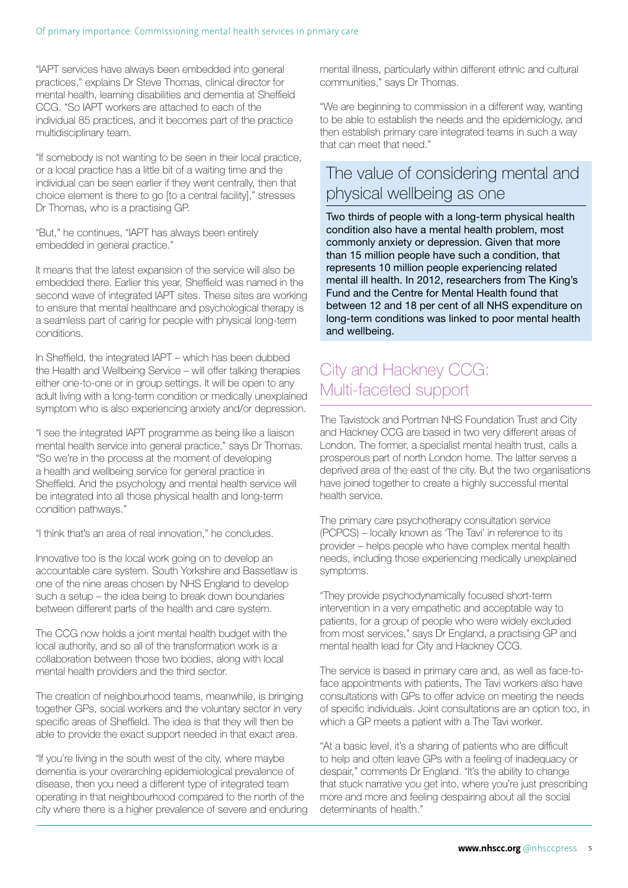"IAPT services have always been embedded into general practices," explains Dr Steve Thomas, clinical director for mental health, learning disabilities and dementia at Sheffield CCG. "So IAPT workers are attached to each of the individual 85 practices, and it becomes part of the practice multidisciplinary team.

"If somebody is not wanting to be seen in their local practice, or a local practice has a little bit of a waiting time and the individual can be seen earlier if they went centrally, then that choice element is there to go [to a central facility]," stresses Dr Thomas, who is a practising GP.

"But," he continues, "IAPT has always been entirely embedded in general practice."

It means that the latest expansion of the service will also be embedded there. Earlier this year, Sheffield was named in the second wave of integrated IAPT sites. These sites are working to ensure that mental healthcare and psychological therapy is a seamless part of caring for people with physical long-term conditions.

In Sheffield, the integrated IAPT – which has been dubbed the Health and Wellbeing Service – will offer talking therapies either one-to-one or in group settings. It will be open to any adult living with a long-term condition or medically unexplained symptom who is also experiencing anxiety and/or depression.

"I see the integrated IAPT programme as being like a liaison mental health service into general practice," says Dr Thomas. "So we're in the process at the moment of developing a health and wellbeing service for general practice in Sheffield. And the psychology and mental health service will be integrated into all those physical health and long-term condition pathways."

"I think that's an area of real innovation," he concludes.

Innovative too is the local work going on to develop an accountable care system. South Yorkshire and Bassetlaw is one of the nine areas chosen by NHS England to develop such a setup – the idea being to break down boundaries between different parts of the health and care system.

The CCG now holds a joint mental health budget with the local authority, and so all of the transformation work is a collaboration between those two bodies, along with local mental health providers and the third sector.

The creation of neighbourhood teams, meanwhile, is bringing together GPs, social workers and the voluntary sector in very specific areas of Sheffield. The idea is that they will then be able to provide the exact support needed in that exact area.

"If you're living in the south west of the city, where maybe dementia is your overarching epidemiological prevalence of disease, then you need a different type of integrated team operating in that neighbourhood compared to the north of the city where there is a higher prevalence of severe and enduring mental illness, particularly within different ethnic and cultural communities," says Dr Thomas.

"We are beginning to commission in a different way, wanting to be able to establish the needs and the epidemiology, and then establish primary care integrated teams in such a way that can meet that need."

## The value of considering mental and physical wellbeing as one

**Two thirds of people with a long-term physical health condition also have a mental health problem, most commonly anxiety or depression. Given that more than 15 million people have such a condition, that represents 10 million people experiencing related mental ill health. In 2012, researchers from The King's Fund and the Centre for Mental Health found that between 12 and 18 per cent of all NHS expenditure on long-term conditions was linked to poor mental health and wellbeing.**

## City and Hackney CCG: Multi-faceted support

The Tavistock and Portman NHS Foundation Trust and City and Hackney CCG are based in two very different areas of London. The former, a specialist mental health trust, calls a prosperous part of north London home. The latter serves a deprived area of the east of the city. But the two organisations have joined together to create a highly successful mental health service.

The primary care psychotherapy consultation service (PCPCS) – locally known as 'The Tavi' in reference to its provider – helps people who have complex mental health needs, including those experiencing medically unexplained symptoms.

"They provide psychodynamically focused short-term intervention in a very empathetic and acceptable way to patients, for a group of people who were widely excluded from most services," says Dr England, a practising GP and mental health lead for City and Hackney CCG.

The service is based in primary care and, as well as face-to-face appointments with patients, The Tavi workers also have consultations with GPs to offer advice on meeting the needs of specific individuals. Joint consultations are an option too, in which a GP meets a patient with a The Tavi worker.

"At a basic level, it's a sharing of patients who are difficult to help and often leave GPs with a feeling of inadequacy or despair," comments Dr England. "It's the ability to change that stuck narrative you get into, where you're just prescribing more and more and feeling despairing about all the social determinants of health."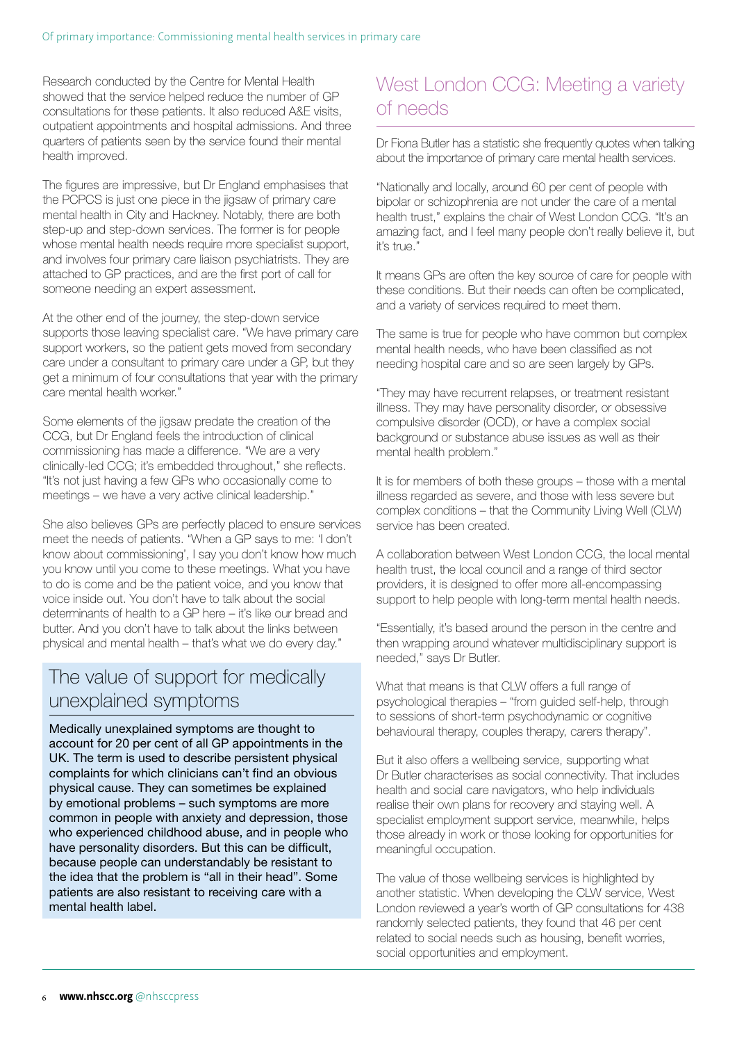Research conducted by the Centre for Mental Health showed that the service helped reduce the number of GP consultations for these patients. It also reduced A&E visits, outpatient appointments and hospital admissions. And three quarters of patients seen by the service found their mental health improved.

The figures are impressive, but Dr England emphasises that the PCPCS is just one piece in the jigsaw of primary care mental health in City and Hackney. Notably, there are both step-up and step-down services. The former is for people whose mental health needs require more specialist support, and involves four primary care liaison psychiatrists. They are attached to GP practices, and are the first port of call for someone needing an expert assessment.

At the other end of the journey, the step-down service supports those leaving specialist care. "We have primary care support workers, so the patient gets moved from secondary care under a consultant to primary care under a GP, but they get a minimum of four consultations that year with the primary care mental health worker."

Some elements of the jigsaw predate the creation of the CCG, but Dr England feels the introduction of clinical commissioning has made a difference. "We are a very clinically-led CCG; it's embedded throughout," she reflects. "It's not just having a few GPs who occasionally come to meetings – we have a very active clinical leadership."

She also believes GPs are perfectly placed to ensure services meet the needs of patients. "When a GP says to me: 'I don't know about commissioning', I say you don't know how much you know until you come to these meetings. What you have to do is come and be the patient voice, and you know that voice inside out. You don't have to talk about the social determinants of health to a GP here – it's like our bread and butter. And you don't have to talk about the links between physical and mental health – that's what we do every day."

## The value of support for medically unexplained symptoms

Medically unexplained symptoms are thought to account for 20 per cent of all GP appointments in the UK. The term is used to describe persistent physical complaints for which clinicians can't find an obvious physical cause. They can sometimes be explained by emotional problems – such symptoms are more common in people with anxiety and depression, those who experienced childhood abuse, and in people who have personality disorders. But this can be difficult, because people can understandably be resistant to the idea that the problem is "all in their head". Some patients are also resistant to receiving care with a mental health label.

## West London CCG: Meeting a variety of needs

Dr Fiona Butler has a statistic she frequently quotes when talking about the importance of primary care mental health services.

"Nationally and locally, around 60 per cent of people with bipolar or schizophrenia are not under the care of a mental health trust," explains the chair of West London CCG. "It's an amazing fact, and I feel many people don't really believe it, but it's true."

It means GPs are often the key source of care for people with these conditions. But their needs can often be complicated, and a variety of services required to meet them.

The same is true for people who have common but complex mental health needs, who have been classified as not needing hospital care and so are seen largely by GPs.

"They may have recurrent relapses, or treatment resistant illness. They may have personality disorder, or obsessive compulsive disorder (OCD), or have a complex social background or substance abuse issues as well as their mental health problem."

It is for members of both these groups – those with a mental illness regarded as severe, and those with less severe but complex conditions – that the Community Living Well (CLW) service has been created.

A collaboration between West London CCG, the local mental health trust, the local council and a range of third sector providers, it is designed to offer more all-encompassing support to help people with long-term mental health needs.

"Essentially, it's based around the person in the centre and then wrapping around whatever multidisciplinary support is needed," says Dr Butler.

What that means is that CLW offers a full range of psychological therapies – "from guided self-help, through to sessions of short-term psychodynamic or cognitive behavioural therapy, couples therapy, carers therapy".

But it also offers a wellbeing service, supporting what Dr Butler characterises as social connectivity. That includes health and social care navigators, who help individuals realise their own plans for recovery and staying well. A specialist employment support service, meanwhile, helps those already in work or those looking for opportunities for meaningful occupation.

The value of those wellbeing services is highlighted by another statistic. When developing the CLW service, West London reviewed a year's worth of GP consultations for 438 randomly selected patients, they found that 46 per cent related to social needs such as housing, benefit worries, social opportunities and employment.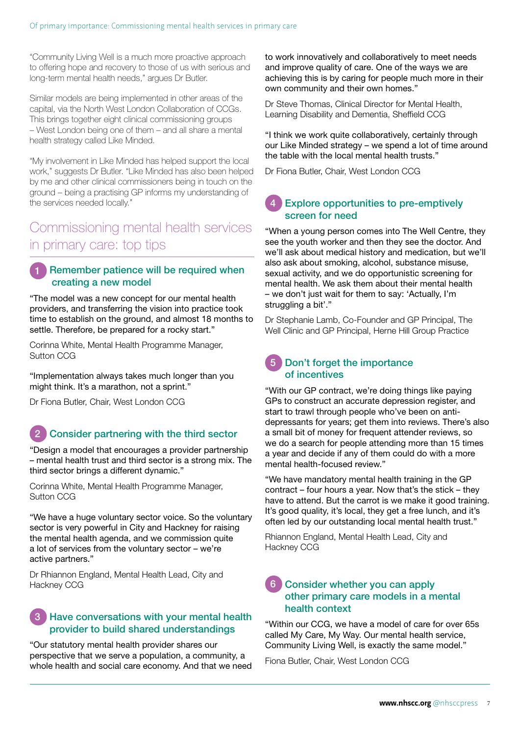"Community Living Well is a much more proactive approach to offering hope and recovery to those of us with serious and long-term mental health needs," argues Dr Butler.

Similar models are being implemented in other areas of the capital, via the North West London Collaboration of CCGs. This brings together eight clinical commissioning groups – West London being one of them – and all share a mental health strategy called Like Minded.

"My involvement in Like Minded has helped support the local work," suggests Dr Butler. "Like Minded has also been helped by me and other clinical commissioners being in touch on the ground – being a practising GP informs my understanding of the services needed locally."

## Commissioning mental health services in primary care: top tips

### 1 Remember patience will be required when creating a new model

"The model was a new concept for our mental health providers, and transferring the vision into practice took time to establish on the ground, and almost 18 months to settle. Therefore, be prepared for a rocky start."

Corinna White, Mental Health Programme Manager, Sutton CCG

"Implementation always takes much longer than you might think. It's a marathon, not a sprint."

Dr Fiona Butler, Chair, West London CCG

### 2 Consider partnering with the third sector

"Design a model that encourages a provider partnership – mental health trust and third sector is a strong mix. The third sector brings a different dynamic."

Corinna White, Mental Health Programme Manager, Sutton CCG

"We have a huge voluntary sector voice. So the voluntary sector is very powerful in City and Hackney for raising the mental health agenda, and we commission quite a lot of services from the voluntary sector – we're active partners."

Dr Rhiannon England, Mental Health Lead, City and Hackney CCG

### 3 Have conversations with your mental health provider to build shared understandings

"Our statutory mental health provider shares our perspective that we serve a population, a community, a whole health and social care economy. And that we need to work innovatively and collaboratively to meet needs and improve quality of care. One of the ways we are achieving this is by caring for people much more in their own community and their own homes."

Dr Steve Thomas, Clinical Director for Mental Health, Learning Disability and Dementia, Sheffield CCG

"I think we work quite collaboratively, certainly through our Like Minded strategy – we spend a lot of time around the table with the local mental health trusts."

Dr Fiona Butler, Chair, West London CCG

### 4 Explore opportunities to pre-emptively screen for need

"When a young person comes into The Well Centre, they see the youth worker and then they see the doctor. And we'll ask about medical history and medication, but we'll also ask about smoking, alcohol, substance misuse, sexual activity, and we do opportunistic screening for mental health. We ask them about their mental health – we don't just wait for them to say: 'Actually, I'm struggling a bit'."

Dr Stephanie Lamb, Co-Founder and GP Principal, The Well Clinic and GP Principal, Herne Hill Group Practice

### 5 Don't forget the importance of incentives

"With our GP contract, we're doing things like paying GPs to construct an accurate depression register, and start to trawl through people who've been on anti-depressants for years; get them into reviews. There's also a small bit of money for frequent attender reviews, so we do a search for people attending more than 15 times a year and decide if any of them could do with a more mental health-focused review."

"We have mandatory mental health training in the GP contract – four hours a year. Now that's the stick – they have to attend. But the carrot is we make it good training. It's good quality, it's local, they get a free lunch, and it's often led by our outstanding local mental health trust."

Rhiannon England, Mental Health Lead, City and Hackney CCG

### 6 Consider whether you can apply other primary care models in a mental health context

"Within our CCG, we have a model of care for over 65s called My Care, My Way. Our mental health service, Community Living Well, is exactly the same model."

Fiona Butler, Chair, West London CCG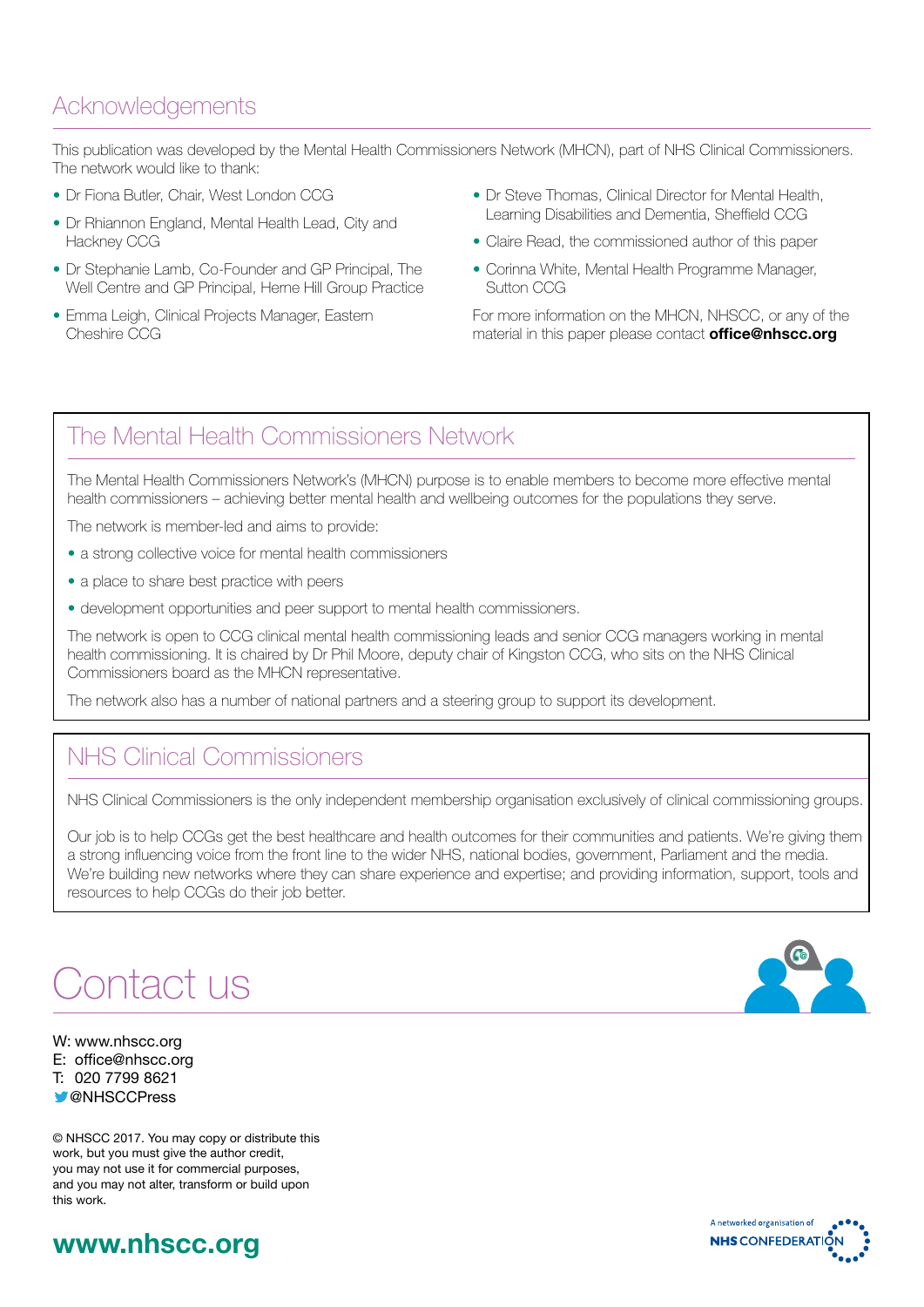## Acknowledgements

This publication was developed by the Mental Health Commissioners Network (MHCN), part of NHS Clinical Commissioners. The network would like to thank:

- Dr Fiona Butler, Chair, West London CCG
- Dr Rhiannon England, Mental Health Lead, City and Hackney CCG
- Dr Stephanie Lamb, Co-Founder and GP Principal, The Well Centre and GP Principal, Herne Hill Group Practice
- Emma Leigh, Clinical Projects Manager, Eastern Cheshire CCG
- Dr Steve Thomas, Clinical Director for Mental Health, Learning Disabilities and Dementia, Sheffield CCG
- Claire Read, the commissioned author of this paper
- Corinna White, Mental Health Programme Manager, Sutton CCG

For more information on the MHCN, NHSCC, or any of the material in this paper please contact **office@nhscc.org**

## The Mental Health Commissioners Network

The Mental Health Commissioners Network's (MHCN) purpose is to enable members to become more effective mental health commissioners – achieving better mental health and wellbeing outcomes for the populations they serve.

The network is member-led and aims to provide:

- a strong collective voice for mental health commissioners
- a place to share best practice with peers
- development opportunities and peer support to mental health commissioners.

The network is open to CCG clinical mental health commissioning leads and senior CCG managers working in mental health commissioning. It is chaired by Dr Phil Moore, deputy chair of Kingston CCG, who sits on the NHS Clinical Commissioners board as the MHCN representative.

The network also has a number of national partners and a steering group to support its development.

## NHS Clinical Commissioners

NHS Clinical Commissioners is the only independent membership organisation exclusively of clinical commissioning groups.

Our job is to help CCGs get the best healthcare and health outcomes for their communities and patients. We're giving them a strong influencing voice from the front line to the wider NHS, national bodies, government, Parliament and the media. We're building new networks where they can share experience and expertise; and providing information, support, tools and resources to help CCGs do their job better.

# Contact us

W: www.nhscc.org
E: office@nhscc.org
T: 020 7799 8621
@NHSCCPress

© NHSCC 2017. You may copy or distribute this work, but you must give the author credit, you may not use it for commercial purposes, and you may not alter, transform or build upon this work.

**www.nhscc.org**

A networked organisation of **NHS** CONFEDERATION